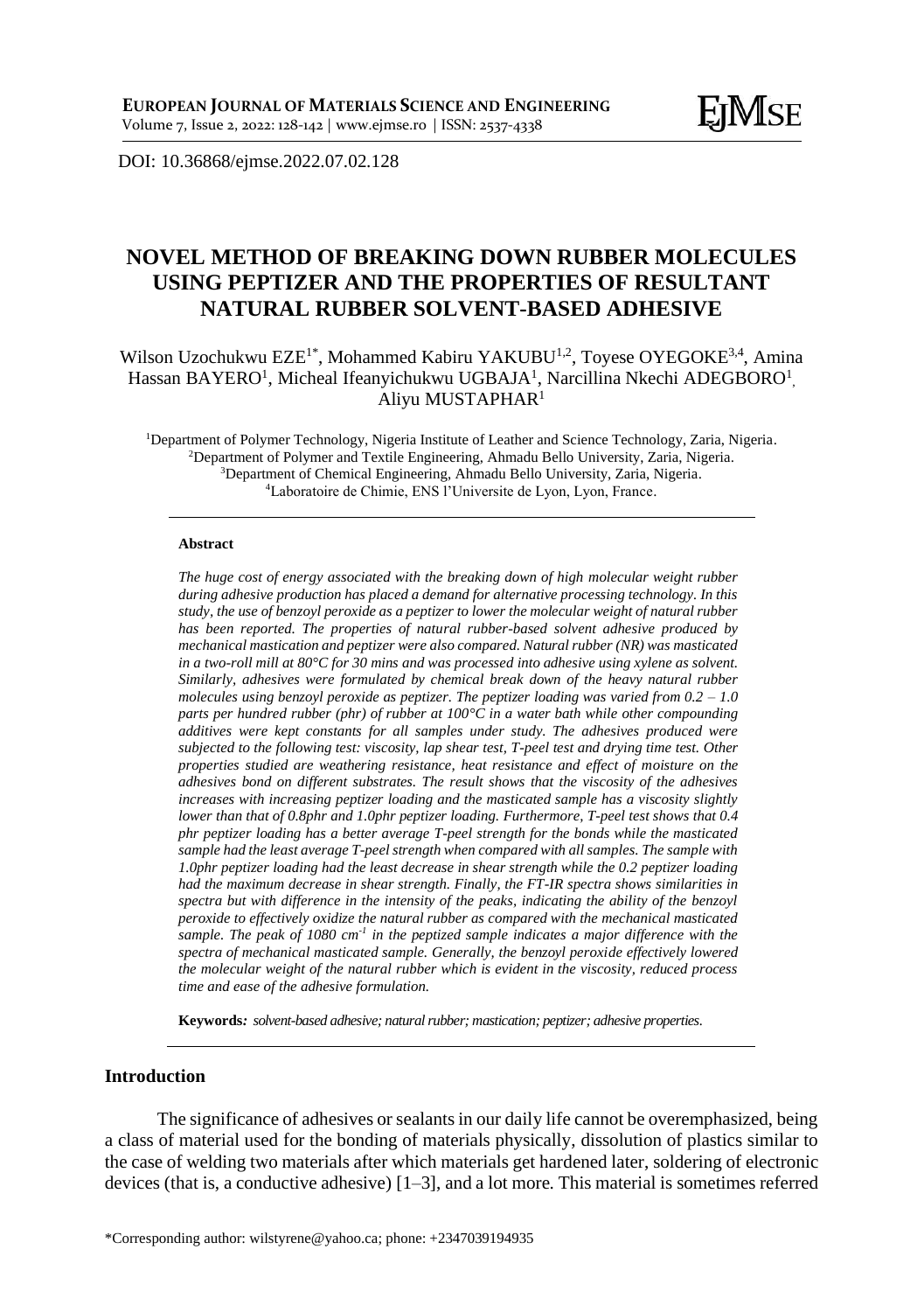DOI: 10.36868/ejmse.2022.07.02.128

# NOVEL METHOD OF BREAKING DOWN RUBBER MOLECULES USING PEPTIZER AND THE PROPERTIES OF RESULTANT NATURAL RUBBER SOLVENT-BASED ADHESIVE

Wilson Uzochukwu EZE[1*], Mohammed Kabiru YAKUBU[1,2], Toyese OYEGOKE[3,4], Amina Hassan BAYERO[1], Micheal Ifeanyichukwu UGBAJA[1], Narcillina Nkechi ADEGBORO[1], Aliyu MUSTAPHAR[1]

[1]Department of Polymer Technology, Nigeria Institute of Leather and Science Technology, Zaria, Nigeria.
[2]Department of Polymer and Textile Engineering, Ahmadu Bello University, Zaria, Nigeria.
[3]Department of Chemical Engineering, Ahmadu Bello University, Zaria, Nigeria.
[4]Laboratoire de Chimie, ENS l'Universite de Lyon, Lyon, France.

#### Abstract

*The huge cost of energy associated with the breaking down of high molecular weight rubber during adhesive production has placed a demand for alternative processing technology. In this study, the use of benzoyl peroxide as a peptizer to lower the molecular weight of natural rubber has been reported. The properties of natural rubber-based solvent adhesive produced by mechanical mastication and peptizer were also compared. Natural rubber (NR) was masticated in a two-roll mill at 80°C for 30 mins and was processed into adhesive using xylene as solvent. Similarly, adhesives were formulated by chemical break down of the heavy natural rubber molecules using benzoyl peroxide as peptizer. The peptizer loading was varied from 0.2 – 1.0 parts per hundred rubber (phr) of rubber at 100°C in a water bath while other compounding additives were kept constants for all samples under study. The adhesives produced were subjected to the following test: viscosity, lap shear test, T-peel test and drying time test. Other properties studied are weathering resistance, heat resistance and effect of moisture on the adhesives bond on different substrates. The result shows that the viscosity of the adhesives increases with increasing peptizer loading and the masticated sample has a viscosity slightly lower than that of 0.8phr and 1.0phr peptizer loading. Furthermore, T-peel test shows that 0.4 phr peptizer loading has a better average T-peel strength for the bonds while the masticated sample had the least average T-peel strength when compared with all samples. The sample with 1.0phr peptizer loading had the least decrease in shear strength while the 0.2 peptizer loading had the maximum decrease in shear strength. Finally, the FT-IR spectra shows similarities in spectra but with difference in the intensity of the peaks, indicating the ability of the benzoyl peroxide to effectively oxidize the natural rubber as compared with the mechanical masticated sample. The peak of 1080 cm$^{-1}$ in the peptized sample indicates a major difference with the spectra of mechanical masticated sample. Generally, the benzoyl peroxide effectively lowered the molecular weight of the natural rubber which is evident in the viscosity, reduced process time and ease of the adhesive formulation.*

**Keywords:** *solvent-based adhesive; natural rubber; mastication; peptizer; adhesive properties.*

## Introduction

The significance of adhesives or sealants in our daily life cannot be overemphasized, being a class of material used for the bonding of materials physically, dissolution of plastics similar to the case of welding two materials after which materials get hardened later, soldering of electronic devices (that is, a conductive adhesive) [1–3], and a lot more. This material is sometimes referred

\*Corresponding author: wilstyrene@yahoo.ca; phone: +2347039194935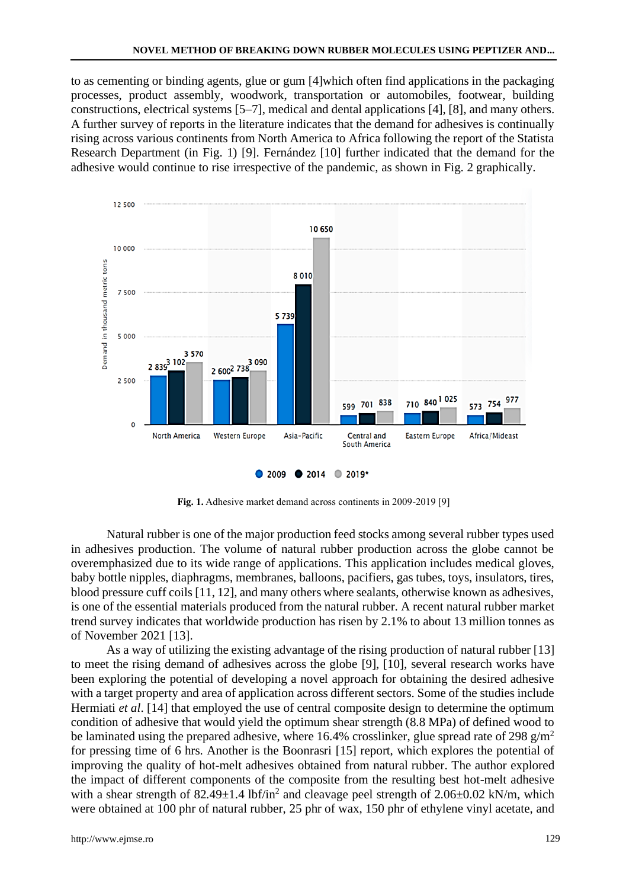to as cementing or binding agents, glue or gum [4]which often find applications in the packaging processes, product assembly, woodwork, transportation or automobiles, footwear, building constructions, electrical systems [5–7], medical and dental applications [4], [8], and many others. A further survey of reports in the literature indicates that the demand for adhesives is continually rising across various continents from North America to Africa following the report of the Statista Research Department (in Fig. 1) [9]. Fernández [10] further indicated that the demand for the adhesive would continue to rise irrespective of the pandemic, as shown in Fig. 2 graphically.

**Fig. 1.** Adhesive market demand across continents in 2009-2019 [9]

Natural rubber is one of the major production feed stocks among several rubber types used in adhesives production. The volume of natural rubber production across the globe cannot be overemphasized due to its wide range of applications. This application includes medical gloves, baby bottle nipples, diaphragms, membranes, balloons, pacifiers, gas tubes, toys, insulators, tires, blood pressure cuff coils [11, 12], and many others where sealants, otherwise known as adhesives, is one of the essential materials produced from the natural rubber. A recent natural rubber market trend survey indicates that worldwide production has risen by 2.1% to about 13 million tonnes as of November 2021 [13].

As a way of utilizing the existing advantage of the rising production of natural rubber [13] to meet the rising demand of adhesives across the globe [9], [10], several research works have been exploring the potential of developing a novel approach for obtaining the desired adhesive with a target property and area of application across different sectors. Some of the studies include Hermiati *et al*. [14] that employed the use of central composite design to determine the optimum condition of adhesive that would yield the optimum shear strength (8.8 MPa) of defined wood to be laminated using the prepared adhesive, where 16.4% crosslinker, glue spread rate of 298 g/m$^2$ for pressing time of 6 hrs. Another is the Boonrasri [15] report, which explores the potential of improving the quality of hot-melt adhesives obtained from natural rubber. The author explored the impact of different components of the composite from the resulting best hot-melt adhesive with a shear strength of 82.49±1.4 lbf/in$^2$ and cleavage peel strength of 2.06±0.02 kN/m, which were obtained at 100 phr of natural rubber, 25 phr of wax, 150 phr of ethylene vinyl acetate, and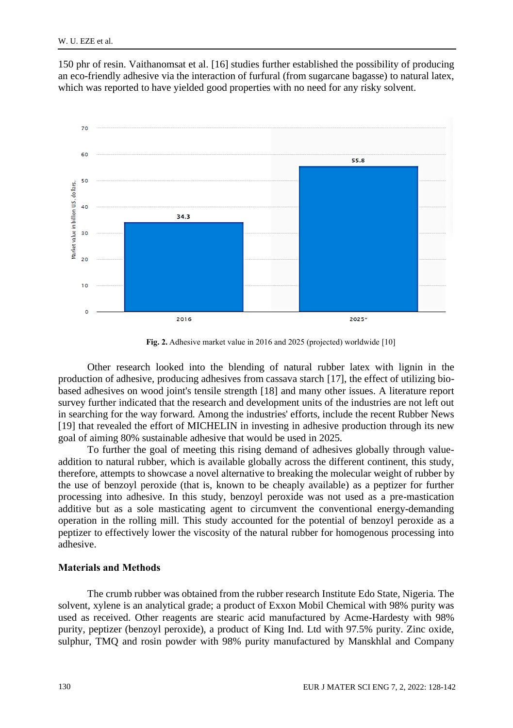150 phr of resin. Vaithanomsat et al. [16] studies further established the possibility of producing an eco-friendly adhesive via the interaction of furfural (from sugarcane bagasse) to natural latex, which was reported to have yielded good properties with no need for any risky solvent.

**Fig. 2.** Adhesive market value in 2016 and 2025 (projected) worldwide [10]

Other research looked into the blending of natural rubber latex with lignin in the production of adhesive, producing adhesives from cassava starch [17], the effect of utilizing bio-based adhesives on wood joint's tensile strength [18] and many other issues. A literature report survey further indicated that the research and development units of the industries are not left out in searching for the way forward. Among the industries' efforts, include the recent Rubber News [19] that revealed the effort of MICHELIN in investing in adhesive production through its new goal of aiming 80% sustainable adhesive that would be used in 2025.

To further the goal of meeting this rising demand of adhesives globally through value-addition to natural rubber, which is available globally across the different continent, this study, therefore, attempts to showcase a novel alternative to breaking the molecular weight of rubber by the use of benzoyl peroxide (that is, known to be cheaply available) as a peptizer for further processing into adhesive. In this study, benzoyl peroxide was not used as a pre-mastication additive but as a sole masticating agent to circumvent the conventional energy-demanding operation in the rolling mill. This study accounted for the potential of benzoyl peroxide as a peptizer to effectively lower the viscosity of the natural rubber for homogenous processing into adhesive.

## Materials and Methods

The crumb rubber was obtained from the rubber research Institute Edo State, Nigeria. The solvent, xylene is an analytical grade; a product of Exxon Mobil Chemical with 98% purity was used as received. Other reagents are stearic acid manufactured by Acme-Hardesty with 98% purity, peptizer (benzoyl peroxide), a product of King Ind. Ltd with 97.5% purity. Zinc oxide, sulphur, TMQ and rosin powder with 98% purity manufactured by Manskhlal and Company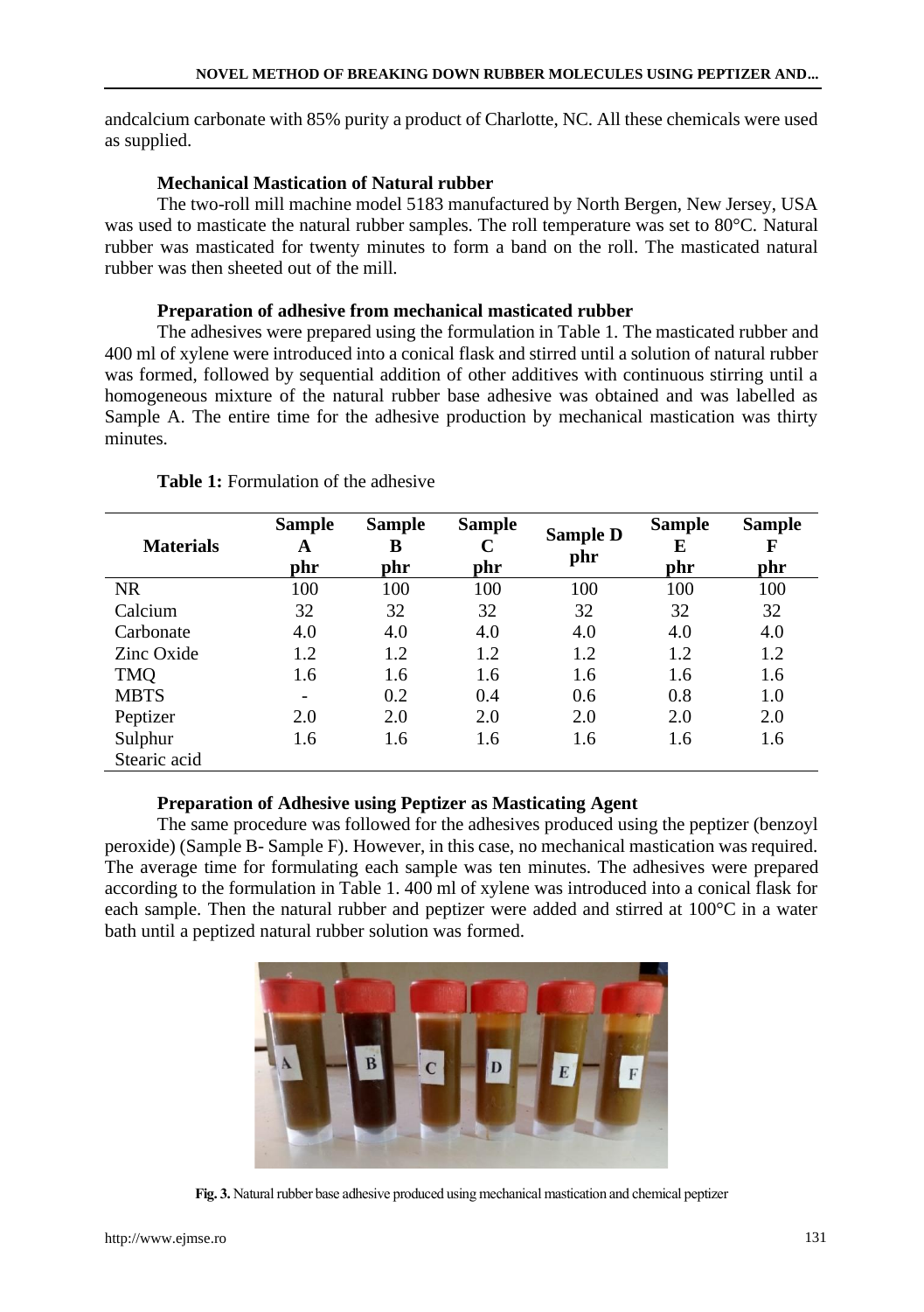andcalcium carbonate with 85% purity a product of Charlotte, NC. All these chemicals were used as supplied.

### Mechanical Mastication of Natural rubber

The two-roll mill machine model 5183 manufactured by North Bergen, New Jersey, USA was used to masticate the natural rubber samples. The roll temperature was set to 80°C. Natural rubber was masticated for twenty minutes to form a band on the roll. The masticated natural rubber was then sheeted out of the mill.

### Preparation of adhesive from mechanical masticated rubber

The adhesives were prepared using the formulation in Table 1. The masticated rubber and 400 ml of xylene were introduced into a conical flask and stirred until a solution of natural rubber was formed, followed by sequential addition of other additives with continuous stirring until a homogeneous mixture of the natural rubber base adhesive was obtained and was labelled as Sample A. The entire time for the adhesive production by mechanical mastication was thirty minutes.

**Table 1:** Formulation of the adhesive

| Materials | Sample A phr | Sample B phr | Sample C phr | Sample D phr | Sample E phr | Sample F phr |
|---|---|---|---|---|---|---|
| NR | 100 | 100 | 100 | 100 | 100 | 100 |
| Calcium | 32 | 32 | 32 | 32 | 32 | 32 |
| Carbonate | 4.0 | 4.0 | 4.0 | 4.0 | 4.0 | 4.0 |
| Zinc Oxide | 1.2 | 1.2 | 1.2 | 1.2 | 1.2 | 1.2 |
| TMQ | 1.6 | 1.6 | 1.6 | 1.6 | 1.6 | 1.6 |
| MBTS | - | 0.2 | 0.4 | 0.6 | 0.8 | 1.0 |
| Peptizer | 2.0 | 2.0 | 2.0 | 2.0 | 2.0 | 2.0 |
| Sulphur | 1.6 | 1.6 | 1.6 | 1.6 | 1.6 | 1.6 |
| Stearic acid | | | | | | |

### Preparation of Adhesive using Peptizer as Masticating Agent

The same procedure was followed for the adhesives produced using the peptizer (benzoyl peroxide) (Sample B- Sample F). However, in this case, no mechanical mastication was required. The average time for formulating each sample was ten minutes. The adhesives were prepared according to the formulation in Table 1. 400 ml of xylene was introduced into a conical flask for each sample. Then the natural rubber and peptizer were added and stirred at 100°C in a water bath until a peptized natural rubber solution was formed.

**Fig. 3.** Natural rubber base adhesive produced using mechanical mastication and chemical peptizer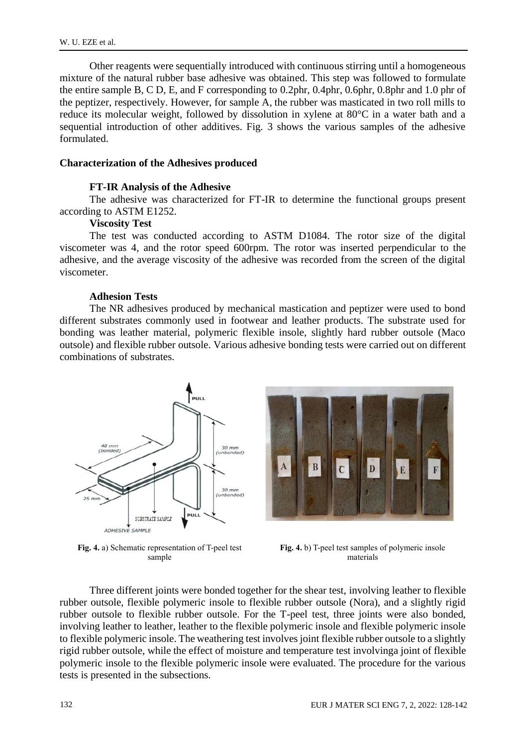Other reagents were sequentially introduced with continuous stirring until a homogeneous mixture of the natural rubber base adhesive was obtained. This step was followed to formulate the entire sample B, C D, E, and F corresponding to 0.2phr, 0.4phr, 0.6phr, 0.8phr and 1.0 phr of the peptizer, respectively. However, for sample A, the rubber was masticated in two roll mills to reduce its molecular weight, followed by dissolution in xylene at 80°C in a water bath and a sequential introduction of other additives. Fig. 3 shows the various samples of the adhesive formulated.

## Characterization of the Adhesives produced

### FT-IR Analysis of the Adhesive

The adhesive was characterized for FT-IR to determine the functional groups present according to ASTM E1252.

### Viscosity Test

The test was conducted according to ASTM D1084. The rotor size of the digital viscometer was 4, and the rotor speed 600rpm. The rotor was inserted perpendicular to the adhesive, and the average viscosity of the adhesive was recorded from the screen of the digital viscometer.

### Adhesion Tests

The NR adhesives produced by mechanical mastication and peptizer were used to bond different substrates commonly used in footwear and leather products. The substrate used for bonding was leather material, polymeric flexible insole, slightly hard rubber outsole (Maco outsole) and flexible rubber outsole. Various adhesive bonding tests were carried out on different combinations of substrates.

**Fig. 4.** a) Schematic representation of T-peel test sample

**Fig. 4.** b) T-peel test samples of polymeric insole materials

Three different joints were bonded together for the shear test, involving leather to flexible rubber outsole, flexible polymeric insole to flexible rubber outsole (Nora), and a slightly rigid rubber outsole to flexible rubber outsole. For the T-peel test, three joints were also bonded, involving leather to leather, leather to the flexible polymeric insole and flexible polymeric insole to flexible polymeric insole. The weathering test involves joint flexible rubber outsole to a slightly rigid rubber outsole, while the effect of moisture and temperature test involvinga joint of flexible polymeric insole to the flexible polymeric insole were evaluated. The procedure for the various tests is presented in the subsections.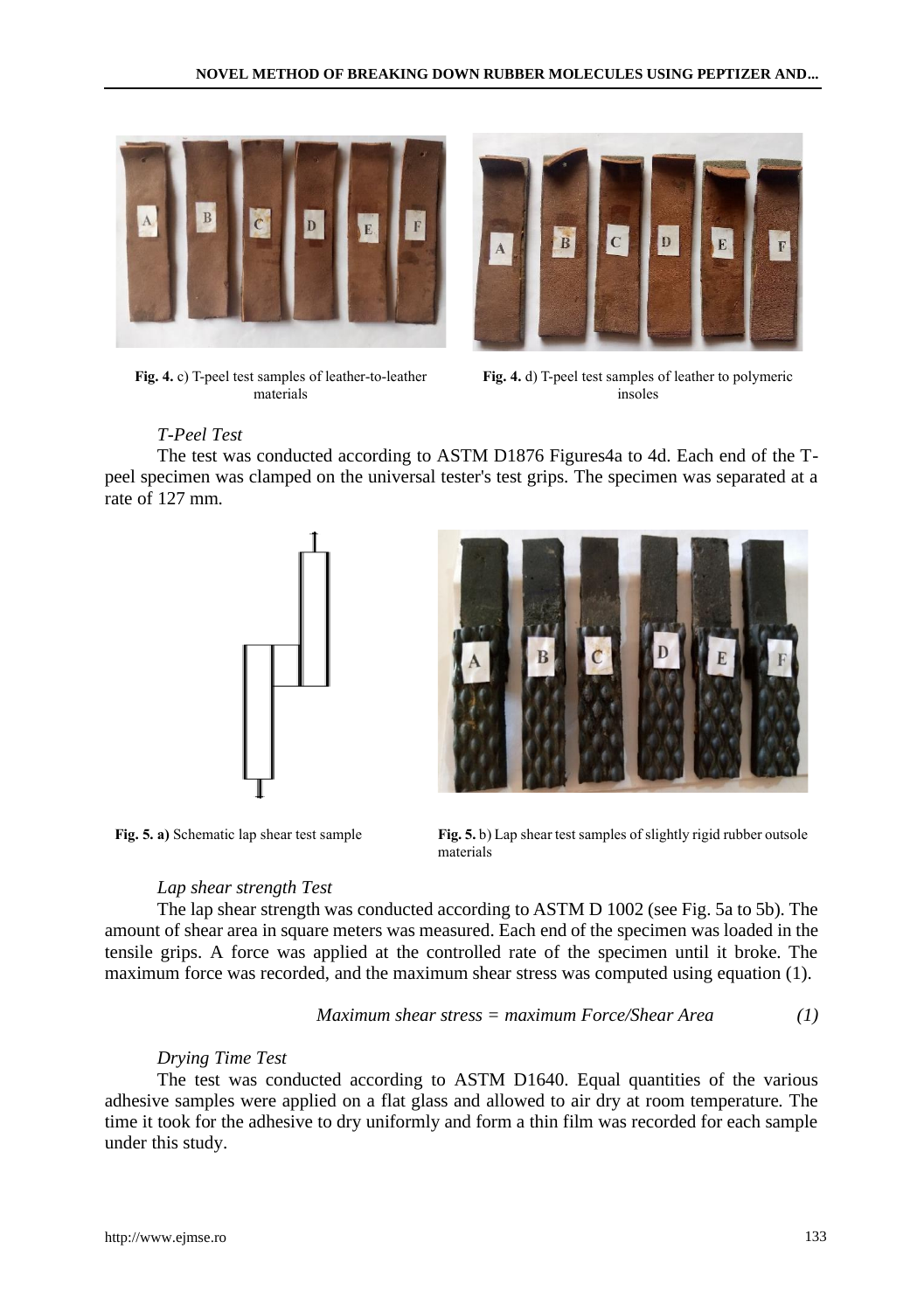**Fig. 4.** c) T-peel test samples of leather-to-leather materials

**Fig. 4.** d) T-peel test samples of leather to polymeric insoles

*T-Peel Test*

The test was conducted according to ASTM D1876 Figures4a to 4d. Each end of the T-peel specimen was clamped on the universal tester's test grips. The specimen was separated at a rate of 127 mm.

**Fig. 5. a)** Schematic lap shear test sample

**Fig. 5.** b) Lap shear test samples of slightly rigid rubber outsole materials

*Lap shear strength Test*

The lap shear strength was conducted according to ASTM D 1002 (see Fig. 5a to 5b). The amount of shear area in square meters was measured. Each end of the specimen was loaded in the tensile grips. A force was applied at the controlled rate of the specimen until it broke. The maximum force was recorded, and the maximum shear stress was computed using equation (1).

$$\textit{Maximum shear stress} = \textit{maximum Force/Shear Area} \qquad (1)$$

*Drying Time Test*

The test was conducted according to ASTM D1640. Equal quantities of the various adhesive samples were applied on a flat glass and allowed to air dry at room temperature. The time it took for the adhesive to dry uniformly and form a thin film was recorded for each sample under this study.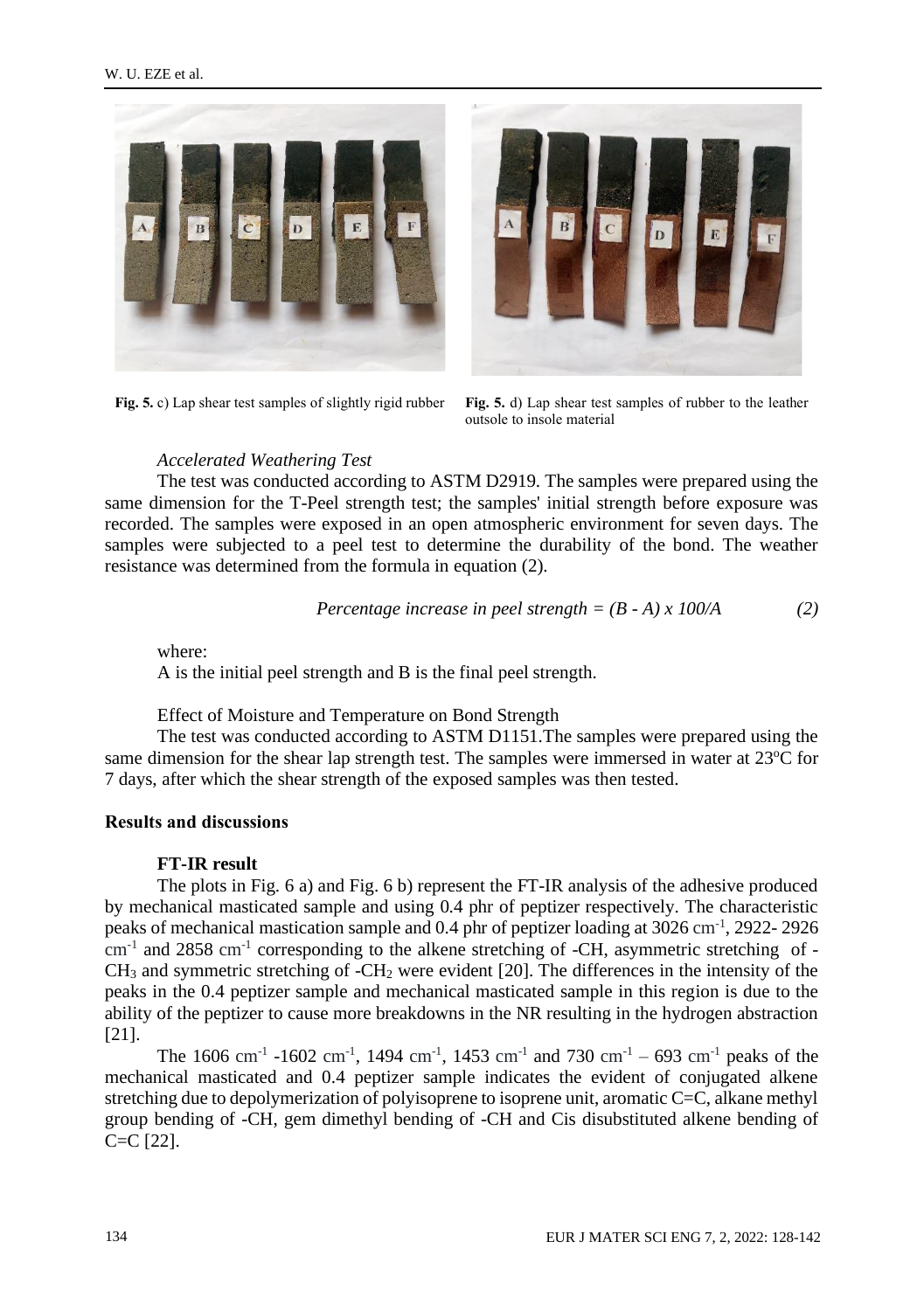Fig. 5. c) Lap shear test samples of slightly rigid rubber

Fig. 5. d) Lap shear test samples of rubber to the leather outsole to insole material

*Accelerated Weathering Test*

The test was conducted according to ASTM D2919. The samples were prepared using the same dimension for the T-Peel strength test; the samples' initial strength before exposure was recorded. The samples were exposed in an open atmospheric environment for seven days. The samples were subjected to a peel test to determine the durability of the bond. The weather resistance was determined from the formula in equation (2).

$$\text{Percentage increase in peel strength} = (B - A) \times 100/A \tag{2}$$

where:

A is the initial peel strength and B is the final peel strength.

Effect of Moisture and Temperature on Bond Strength

The test was conducted according to ASTM D1151.The samples were prepared using the same dimension for the shear lap strength test. The samples were immersed in water at 23°C for 7 days, after which the shear strength of the exposed samples was then tested.

## Results and discussions

### FT-IR result

The plots in Fig. 6 a) and Fig. 6 b) represent the FT-IR analysis of the adhesive produced by mechanical masticated sample and using 0.4 phr of peptizer respectively. The characteristic peaks of mechanical mastication sample and 0.4 phr of peptizer loading at 3026 $cm^{-1}$, 2922- 2926 $cm^{-1}$ and 2858 $cm^{-1}$ corresponding to the alkene stretching of -CH, asymmetric stretching of -$CH_3$ and symmetric stretching of -$CH_2$ were evident [20]. The differences in the intensity of the peaks in the 0.4 peptizer sample and mechanical masticated sample in this region is due to the ability of the peptizer to cause more breakdowns in the NR resulting in the hydrogen abstraction [21].

The 1606 $cm^{-1}$ -1602 $cm^{-1}$, 1494 $cm^{-1}$, 1453 $cm^{-1}$ and 730 $cm^{-1}$ – 693 $cm^{-1}$ peaks of the mechanical masticated and 0.4 peptizer sample indicates the evident of conjugated alkene stretching due to depolymerization of polyisoprene to isoprene unit, aromatic C=C, alkane methyl group bending of -CH, gem dimethyl bending of -CH and Cis disubstituted alkene bending of C=C [22].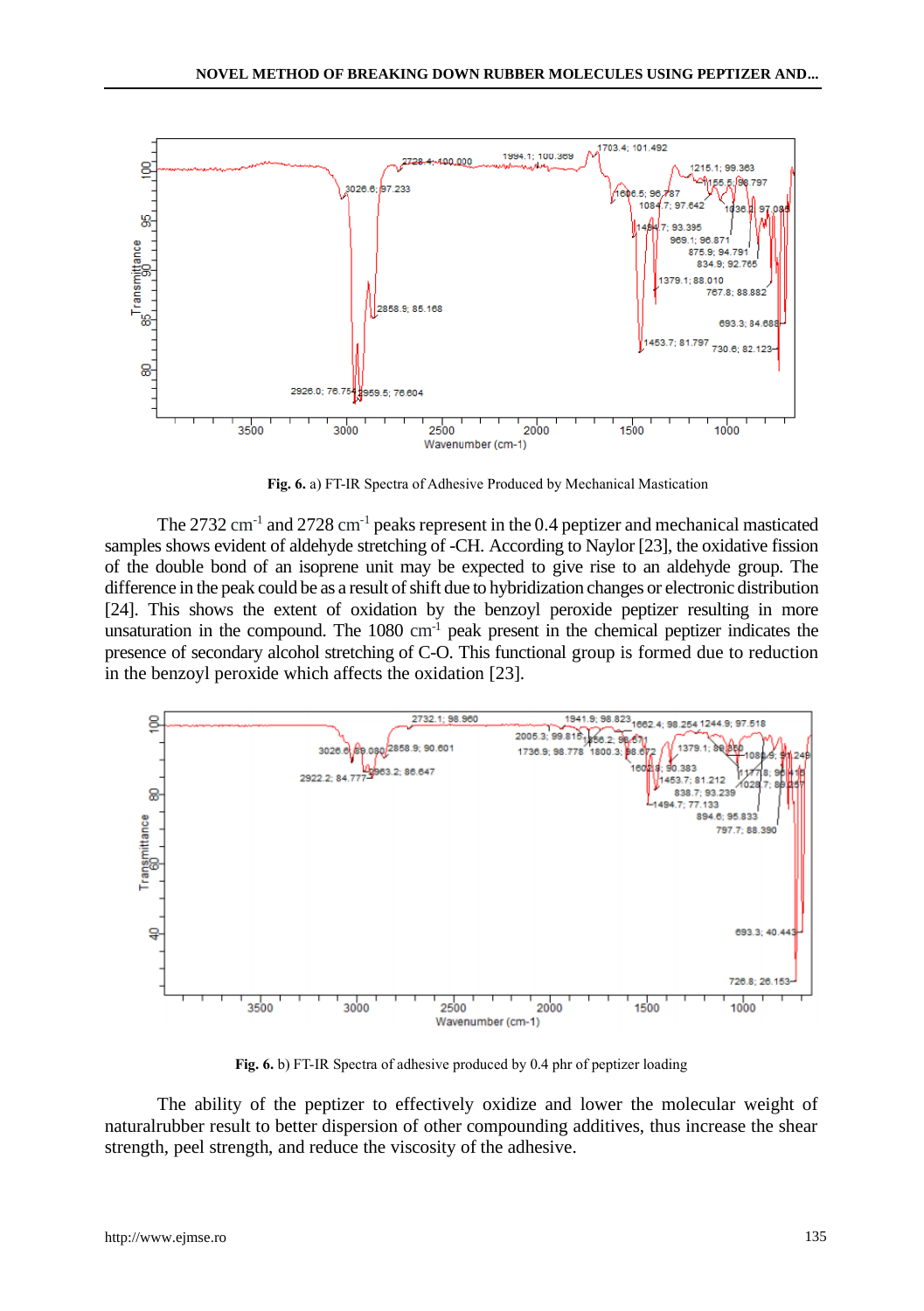Fig. 6. a) FT-IR Spectra of Adhesive Produced by Mechanical Mastication

The 2732 cm$^{-1}$ and 2728 cm$^{-1}$ peaks represent in the 0.4 peptizer and mechanical masticated samples shows evident of aldehyde stretching of -CH. According to Naylor [23], the oxidative fission of the double bond of an isoprene unit may be expected to give rise to an aldehyde group. The difference in the peak could be as a result of shift due to hybridization changes or electronic distribution [24]. This shows the extent of oxidation by the benzoyl peroxide peptizer resulting in more unsaturation in the compound. The 1080 cm$^{-1}$ peak present in the chemical peptizer indicates the presence of secondary alcohol stretching of C-O. This functional group is formed due to reduction in the benzoyl peroxide which affects the oxidation [23].

**Fig. 6.** b) FT-IR Spectra of adhesive produced by 0.4 phr of peptizer loading

The ability of the peptizer to effectively oxidize and lower the molecular weight of naturalrubber result to better dispersion of other compounding additives, thus increase the shear strength, peel strength, and reduce the viscosity of the adhesive.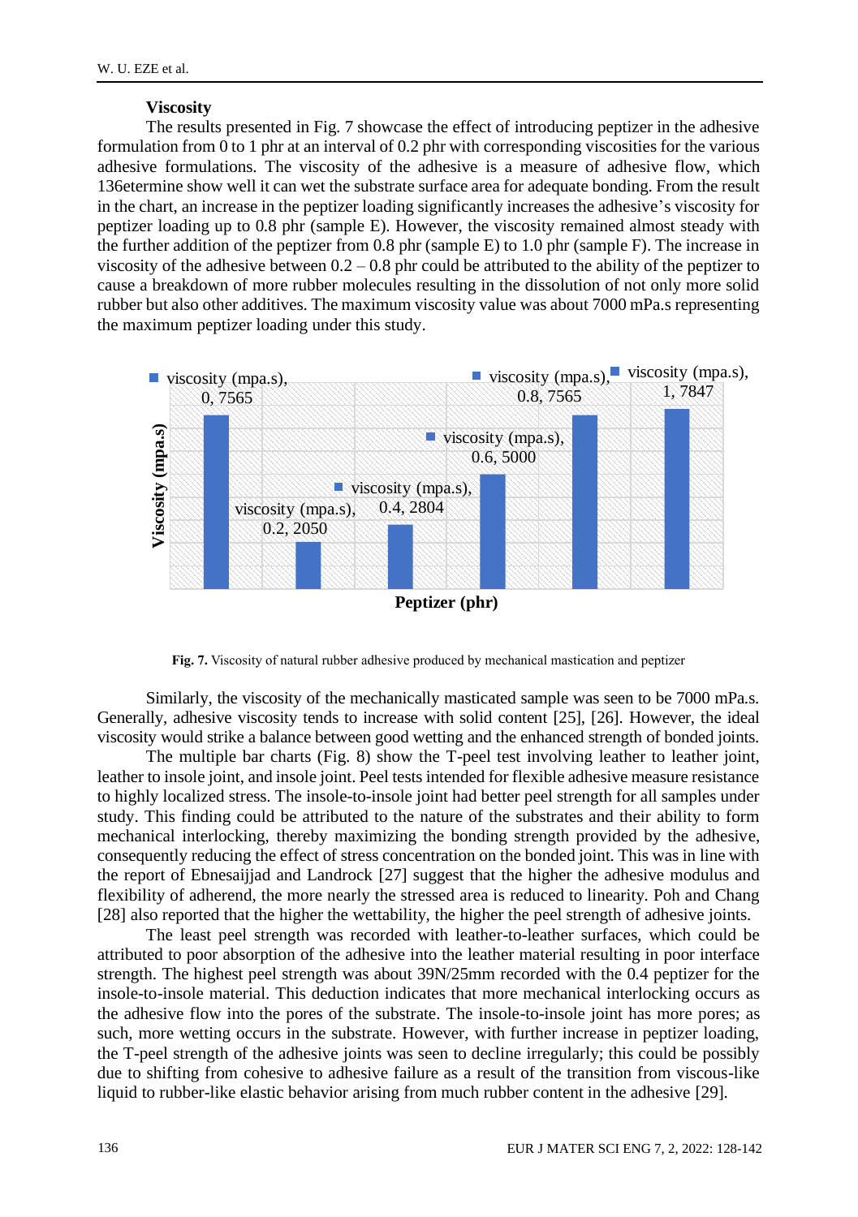### Viscosity

The results presented in Fig. 7 showcase the effect of introducing peptizer in the adhesive formulation from 0 to 1 phr at an interval of 0.2 phr with corresponding viscosities for the various adhesive formulations. The viscosity of the adhesive is a measure of adhesive flow, which 136etermine show well it can wet the substrate surface area for adequate bonding. From the result in the chart, an increase in the peptizer loading significantly increases the adhesive's viscosity for peptizer loading up to 0.8 phr (sample E). However, the viscosity remained almost steady with the further addition of the peptizer from 0.8 phr (sample E) to 1.0 phr (sample F). The increase in viscosity of the adhesive between 0.2 – 0.8 phr could be attributed to the ability of the peptizer to cause a breakdown of more rubber molecules resulting in the dissolution of not only more solid rubber but also other additives. The maximum viscosity value was about 7000 mPa.s representing the maximum peptizer loading under this study.

| Peptizer (phr) | Viscosity (mpa.s) |
|---|---|
| 0 | 7565 |
| 0.2 | 2050 |
| 0.4 | 2804 |
| 0.6 | 5000 |
| 0.8 | 7565 |
| 1 | 7847 |

**Fig. 7.** Viscosity of natural rubber adhesive produced by mechanical mastication and peptizer

Similarly, the viscosity of the mechanically masticated sample was seen to be 7000 mPa.s. Generally, adhesive viscosity tends to increase with solid content [25], [26]. However, the ideal viscosity would strike a balance between good wetting and the enhanced strength of bonded joints.

The multiple bar charts (Fig. 8) show the T-peel test involving leather to leather joint, leather to insole joint, and insole joint. Peel tests intended for flexible adhesive measure resistance to highly localized stress. The insole-to-insole joint had better peel strength for all samples under study. This finding could be attributed to the nature of the substrates and their ability to form mechanical interlocking, thereby maximizing the bonding strength provided by the adhesive, consequently reducing the effect of stress concentration on the bonded joint. This was in line with the report of Ebnesaijjad and Landrock [27] suggest that the higher the adhesive modulus and flexibility of adherend, the more nearly the stressed area is reduced to linearity. Poh and Chang [28] also reported that the higher the wettability, the higher the peel strength of adhesive joints.

The least peel strength was recorded with leather-to-leather surfaces, which could be attributed to poor absorption of the adhesive into the leather material resulting in poor interface strength. The highest peel strength was about 39N/25mm recorded with the 0.4 peptizer for the insole-to-insole material. This deduction indicates that more mechanical interlocking occurs as the adhesive flow into the pores of the substrate. The insole-to-insole joint has more pores; as such, more wetting occurs in the substrate. However, with further increase in peptizer loading, the T-peel strength of the adhesive joints was seen to decline irregularly; this could be possibly due to shifting from cohesive to adhesive failure as a result of the transition from viscous-like liquid to rubber-like elastic behavior arising from much rubber content in the adhesive [29].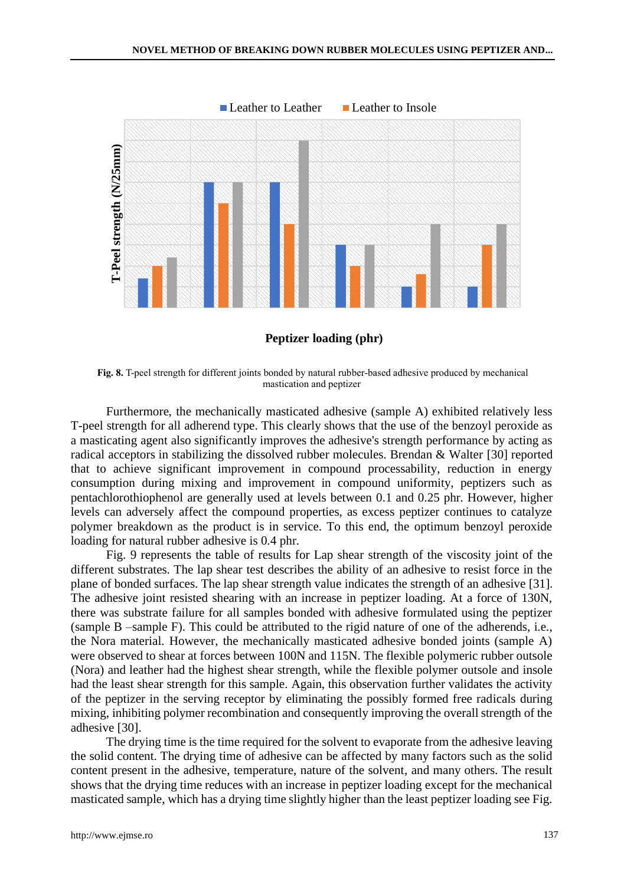Fig. 8. T-peel strength for different joints bonded by natural rubber-based adhesive produced by mechanical mastication and peptizer

Furthermore, the mechanically masticated adhesive (sample A) exhibited relatively less T-peel strength for all adherend type. This clearly shows that the use of the benzoyl peroxide as a masticating agent also significantly improves the adhesive's strength performance by acting as radical acceptors in stabilizing the dissolved rubber molecules. Brendan & Walter [30] reported that to achieve significant improvement in compound processability, reduction in energy consumption during mixing and improvement in compound uniformity, peptizers such as pentachlorothiophenol are generally used at levels between 0.1 and 0.25 phr. However, higher levels can adversely affect the compound properties, as excess peptizer continues to catalyze polymer breakdown as the product is in service. To this end, the optimum benzoyl peroxide loading for natural rubber adhesive is 0.4 phr.

Fig. 9 represents the table of results for Lap shear strength of the viscosity joint of the different substrates. The lap shear test describes the ability of an adhesive to resist force in the plane of bonded surfaces. The lap shear strength value indicates the strength of an adhesive [31]. The adhesive joint resisted shearing with an increase in peptizer loading. At a force of 130N, there was substrate failure for all samples bonded with adhesive formulated using the peptizer (sample B –sample F). This could be attributed to the rigid nature of one of the adherends, i.e., the Nora material. However, the mechanically masticated adhesive bonded joints (sample A) were observed to shear at forces between 100N and 115N. The flexible polymeric rubber outsole (Nora) and leather had the highest shear strength, while the flexible polymer outsole and insole had the least shear strength for this sample. Again, this observation further validates the activity of the peptizer in the serving receptor by eliminating the possibly formed free radicals during mixing, inhibiting polymer recombination and consequently improving the overall strength of the adhesive [30].

The drying time is the time required for the solvent to evaporate from the adhesive leaving the solid content. The drying time of adhesive can be affected by many factors such as the solid content present in the adhesive, temperature, nature of the solvent, and many others. The result shows that the drying time reduces with an increase in peptizer loading except for the mechanical masticated sample, which has a drying time slightly higher than the least peptizer loading see Fig.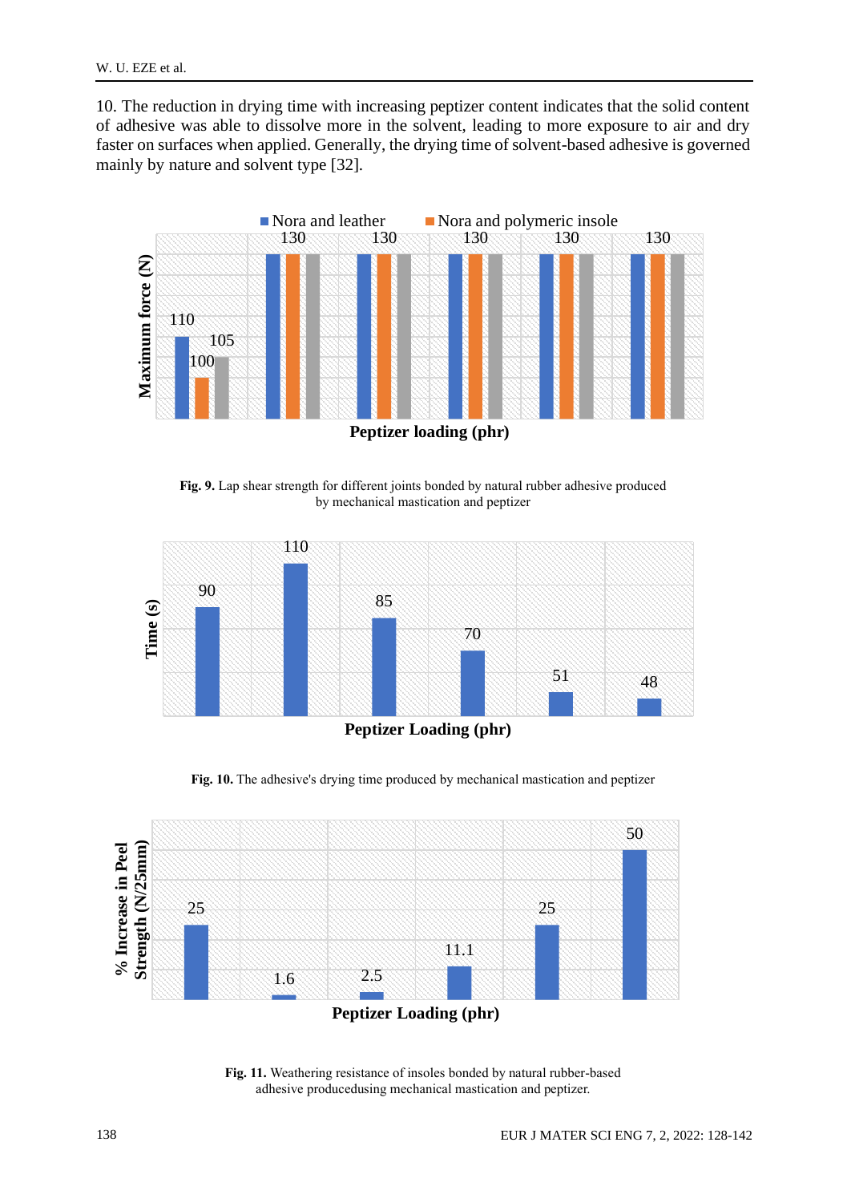10. The reduction in drying time with increasing peptizer content indicates that the solid content of adhesive was able to dissolve more in the solvent, leading to more exposure to air and dry faster on surfaces when applied. Generally, the drying time of solvent-based adhesive is governed mainly by nature and solvent type [32].

**Fig. 9.** Lap shear strength for different joints bonded by natural rubber adhesive produced by mechanical mastication and peptizer

**Fig. 10.** The adhesive's drying time produced by mechanical mastication and peptizer

**Fig. 11.** Weathering resistance of insoles bonded by natural rubber-based adhesive producedusing mechanical mastication and peptizer.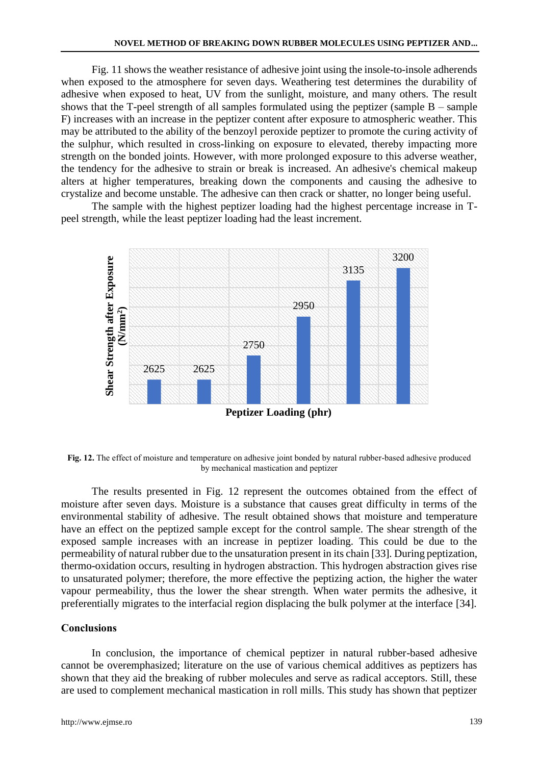Fig. 11 shows the weather resistance of adhesive joint using the insole-to-insole adherends when exposed to the atmosphere for seven days. Weathering test determines the durability of adhesive when exposed to heat, UV from the sunlight, moisture, and many others. The result shows that the T-peel strength of all samples formulated using the peptizer (sample B – sample F) increases with an increase in the peptizer content after exposure to atmospheric weather. This may be attributed to the ability of the benzoyl peroxide peptizer to promote the curing activity of the sulphur, which resulted in cross-linking on exposure to elevated, thereby impacting more strength on the bonded joints. However, with more prolonged exposure to this adverse weather, the tendency for the adhesive to strain or break is increased. An adhesive's chemical makeup alters at higher temperatures, breaking down the components and causing the adhesive to crystalize and become unstable. The adhesive can then crack or shatter, no longer being useful.

The sample with the highest peptizer loading had the highest percentage increase in T-peel strength, while the least peptizer loading had the least increment.

| Peptizer Loading (phr) | Shear Strength after Exposure (N/mm$^2$) |
|---|---|
| | 2625 |
| | 2625 |
| | 2750 |
| | 2950 |
| | 3135 |
| | 3200 |

**Fig. 12.** The effect of moisture and temperature on adhesive joint bonded by natural rubber-based adhesive produced by mechanical mastication and peptizer

The results presented in Fig. 12 represent the outcomes obtained from the effect of moisture after seven days. Moisture is a substance that causes great difficulty in terms of the environmental stability of adhesive. The result obtained shows that moisture and temperature have an effect on the peptized sample except for the control sample. The shear strength of the exposed sample increases with an increase in peptizer loading. This could be due to the permeability of natural rubber due to the unsaturation present in its chain [33]. During peptization, thermo-oxidation occurs, resulting in hydrogen abstraction. This hydrogen abstraction gives rise to unsaturated polymer; therefore, the more effective the peptizing action, the higher the water vapour permeability, thus the lower the shear strength. When water permits the adhesive, it preferentially migrates to the interfacial region displacing the bulk polymer at the interface [34].

## Conclusions

In conclusion, the importance of chemical peptizer in natural rubber-based adhesive cannot be overemphasized; literature on the use of various chemical additives as peptizers has shown that they aid the breaking of rubber molecules and serve as radical acceptors. Still, these are used to complement mechanical mastication in roll mills. This study has shown that peptizer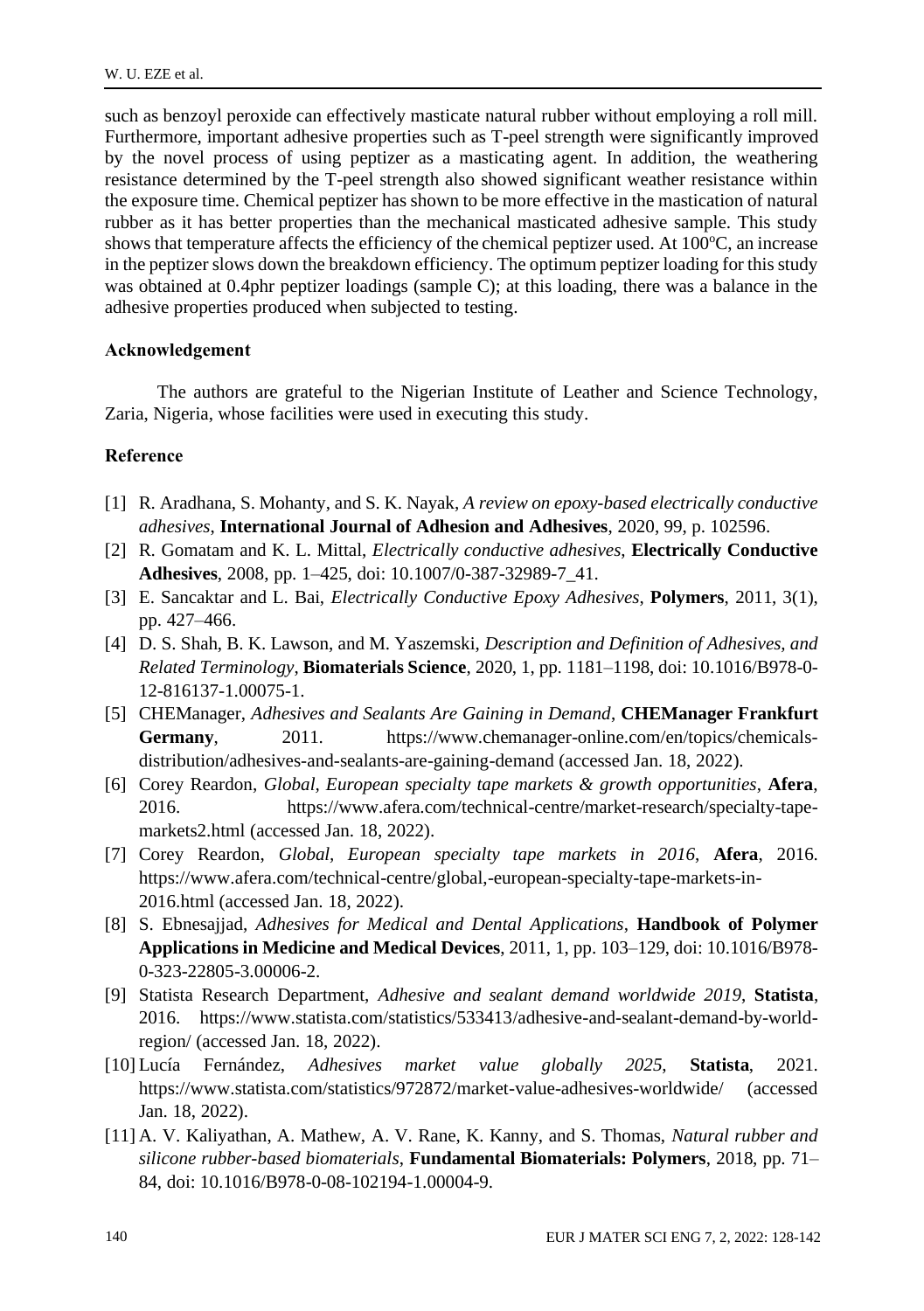such as benzoyl peroxide can effectively masticate natural rubber without employing a roll mill. Furthermore, important adhesive properties such as T-peel strength were significantly improved by the novel process of using peptizer as a masticating agent. In addition, the weathering resistance determined by the T-peel strength also showed significant weather resistance within the exposure time. Chemical peptizer has shown to be more effective in the mastication of natural rubber as it has better properties than the mechanical masticated adhesive sample. This study shows that temperature affects the efficiency of the chemical peptizer used. At 100$^{o}$C, an increase in the peptizer slows down the breakdown efficiency. The optimum peptizer loading for this study was obtained at 0.4phr peptizer loadings (sample C); at this loading, there was a balance in the adhesive properties produced when subjected to testing.

### Acknowledgement

The authors are grateful to the Nigerian Institute of Leather and Science Technology, Zaria, Nigeria, whose facilities were used in executing this study.

### Reference

- [1] R. Aradhana, S. Mohanty, and S. K. Nayak, *A review on epoxy-based electrically conductive adhesives*, **International Journal of Adhesion and Adhesives**, 2020, 99, p. 102596.
- [2] R. Gomatam and K. L. Mittal, *Electrically conductive adhesives*, **Electrically Conductive Adhesives**, 2008, pp. 1–425, doi: 10.1007/0-387-32989-7_41.
- [3] E. Sancaktar and L. Bai, *Electrically Conductive Epoxy Adhesives*, **Polymers**, 2011, 3(1), pp. 427–466.
- [4] D. S. Shah, B. K. Lawson, and M. Yaszemski, *Description and Definition of Adhesives, and Related Terminology*, **Biomaterials Science**, 2020, 1, pp. 1181–1198, doi: 10.1016/B978-0-12-816137-1.00075-1.
- [5] CHEManager, *Adhesives and Sealants Are Gaining in Demand*, **CHEManager Frankfurt Germany**, 2011. https://www.chemanager-online.com/en/topics/chemicals-distribution/adhesives-and-sealants-are-gaining-demand (accessed Jan. 18, 2022).
- [6] Corey Reardon, *Global, European specialty tape markets & growth opportunities*, **Afera**, 2016. https://www.afera.com/technical-centre/market-research/specialty-tape-markets2.html (accessed Jan. 18, 2022).
- [7] Corey Reardon, *Global, European specialty tape markets in 2016*, **Afera**, 2016. https://www.afera.com/technical-centre/global,-european-specialty-tape-markets-in-2016.html (accessed Jan. 18, 2022).
- [8] S. Ebnesajjad, *Adhesives for Medical and Dental Applications*, **Handbook of Polymer Applications in Medicine and Medical Devices**, 2011, 1, pp. 103–129, doi: 10.1016/B978-0-323-22805-3.00006-2.
- [9] Statista Research Department, *Adhesive and sealant demand worldwide 2019*, **Statista**, 2016. https://www.statista.com/statistics/533413/adhesive-and-sealant-demand-by-world-region/ (accessed Jan. 18, 2022).
- [10] Lucía Fernández, *Adhesives market value globally 2025*, **Statista**, 2021. https://www.statista.com/statistics/972872/market-value-adhesives-worldwide/ (accessed Jan. 18, 2022).
- [11] A. V. Kaliyathan, A. Mathew, A. V. Rane, K. Kanny, and S. Thomas, *Natural rubber and silicone rubber-based biomaterials*, **Fundamental Biomaterials: Polymers**, 2018, pp. 71–84, doi: 10.1016/B978-0-08-102194-1.00004-9.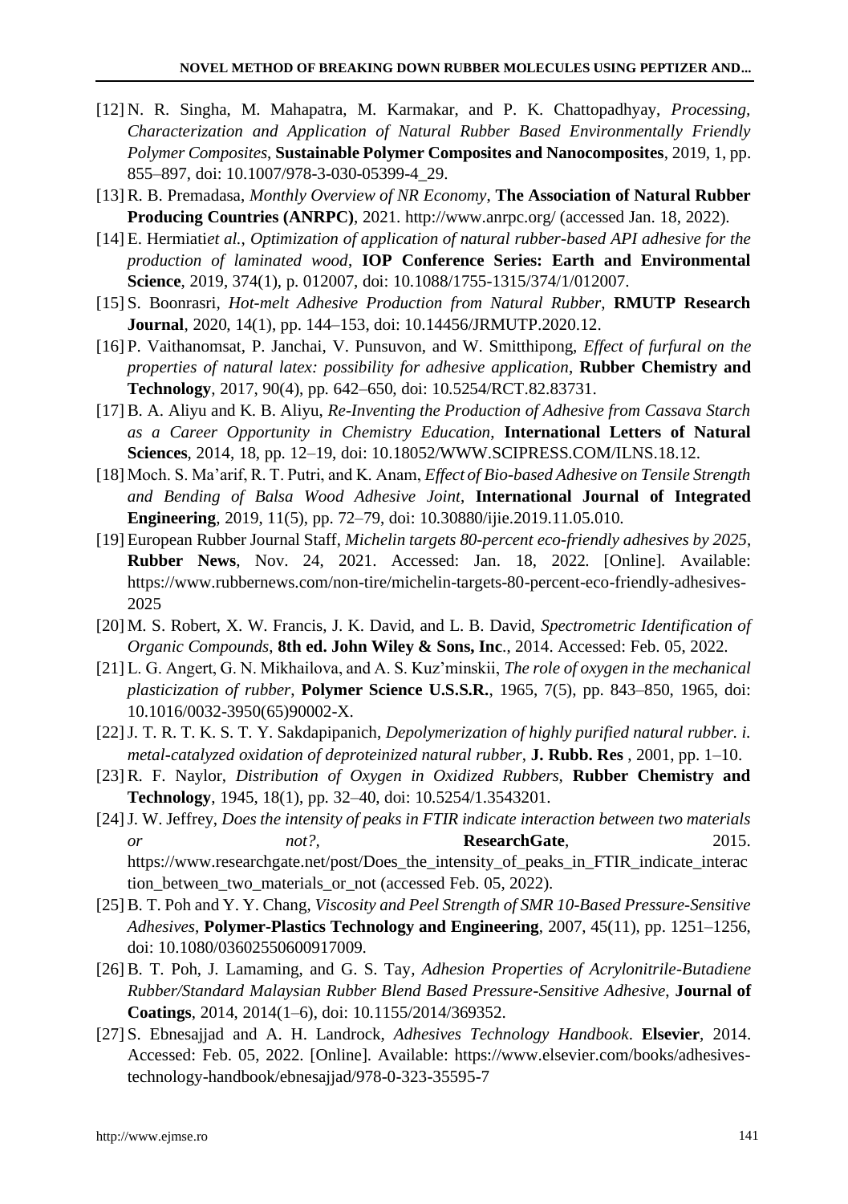[12] N. R. Singha, M. Mahapatra, M. Karmakar, and P. K. Chattopadhyay, *Processing, Characterization and Application of Natural Rubber Based Environmentally Friendly Polymer Composites*, **Sustainable Polymer Composites and Nanocomposites**, 2019, 1, pp. 855–897, doi: 10.1007/978-3-030-05399-4_29.

[13] R. B. Premadasa, *Monthly Overview of NR Economy*, **The Association of Natural Rubber Producing Countries (ANRPC)**, 2021. http://www.anrpc.org/ (accessed Jan. 18, 2022).

[14] E. Hermiati*et al.*, *Optimization of application of natural rubber-based API adhesive for the production of laminated wood*, **IOP Conference Series: Earth and Environmental Science**, 2019, 374(1), p. 012007, doi: 10.1088/1755-1315/374/1/012007.

[15] S. Boonrasri, *Hot-melt Adhesive Production from Natural Rubber*, **RMUTP Research Journal**, 2020, 14(1), pp. 144–153, doi: 10.14456/JRMUTP.2020.12.

[16] P. Vaithanomsat, P. Janchai, V. Punsuvon, and W. Smitthipong, *Effect of furfural on the properties of natural latex: possibility for adhesive application*, **Rubber Chemistry and Technology**, 2017, 90(4), pp. 642–650, doi: 10.5254/RCT.82.83731.

[17] B. A. Aliyu and K. B. Aliyu, *Re-Inventing the Production of Adhesive from Cassava Starch as a Career Opportunity in Chemistry Education*, **International Letters of Natural Sciences**, 2014, 18, pp. 12–19, doi: 10.18052/WWW.SCIPRESS.COM/ILNS.18.12.

[18] Moch. S. Ma'arif, R. T. Putri, and K. Anam, *Effect of Bio-based Adhesive on Tensile Strength and Bending of Balsa Wood Adhesive Joint*, **International Journal of Integrated Engineering**, 2019, 11(5), pp. 72–79, doi: 10.30880/ijie.2019.11.05.010.

[19] European Rubber Journal Staff, *Michelin targets 80-percent eco-friendly adhesives by 2025*, **Rubber News**, Nov. 24, 2021. Accessed: Jan. 18, 2022. [Online]. Available: https://www.rubbernews.com/non-tire/michelin-targets-80-percent-eco-friendly-adhesives-2025

[20] M. S. Robert, X. W. Francis, J. K. David, and L. B. David, *Spectrometric Identification of Organic Compounds*, **8th ed. John Wiley & Sons, Inc**., 2014. Accessed: Feb. 05, 2022.

[21] L. G. Angert, G. N. Mikhailova, and A. S. Kuz'minskii, *The role of oxygen in the mechanical plasticization of rubber*, **Polymer Science U.S.S.R.**, 1965, 7(5), pp. 843–850, 1965, doi: 10.1016/0032-3950(65)90002-X.

[22] J. T. R. T. K. S. T. Y. Sakdapipanich, *Depolymerization of highly purified natural rubber. i. metal-catalyzed oxidation of deproteinized natural rubber*, **J. Rubb. Res** , 2001, pp. 1–10.

[23] R. F. Naylor, *Distribution of Oxygen in Oxidized Rubbers*, **Rubber Chemistry and Technology**, 1945, 18(1), pp. 32–40, doi: 10.5254/1.3543201.

[24] J. W. Jeffrey, *Does the intensity of peaks in FTIR indicate interaction between two materials or not?*, **ResearchGate**, 2015. https://www.researchgate.net/post/Does_the_intensity_of_peaks_in_FTIR_indicate_interaction_between_two_materials_or_not (accessed Feb. 05, 2022).

[25] B. T. Poh and Y. Y. Chang, *Viscosity and Peel Strength of SMR 10-Based Pressure-Sensitive Adhesives*, **Polymer-Plastics Technology and Engineering**, 2007, 45(11), pp. 1251–1256, doi: 10.1080/03602550600917009.

[26] B. T. Poh, J. Lamaming, and G. S. Tay, *Adhesion Properties of Acrylonitrile-Butadiene Rubber/Standard Malaysian Rubber Blend Based Pressure-Sensitive Adhesive*, **Journal of Coatings**, 2014, 2014(1–6), doi: 10.1155/2014/369352.

[27] S. Ebnesajjad and A. H. Landrock, *Adhesives Technology Handbook*. **Elsevier**, 2014. Accessed: Feb. 05, 2022. [Online]. Available: https://www.elsevier.com/books/adhesives-technology-handbook/ebnesajjad/978-0-323-35595-7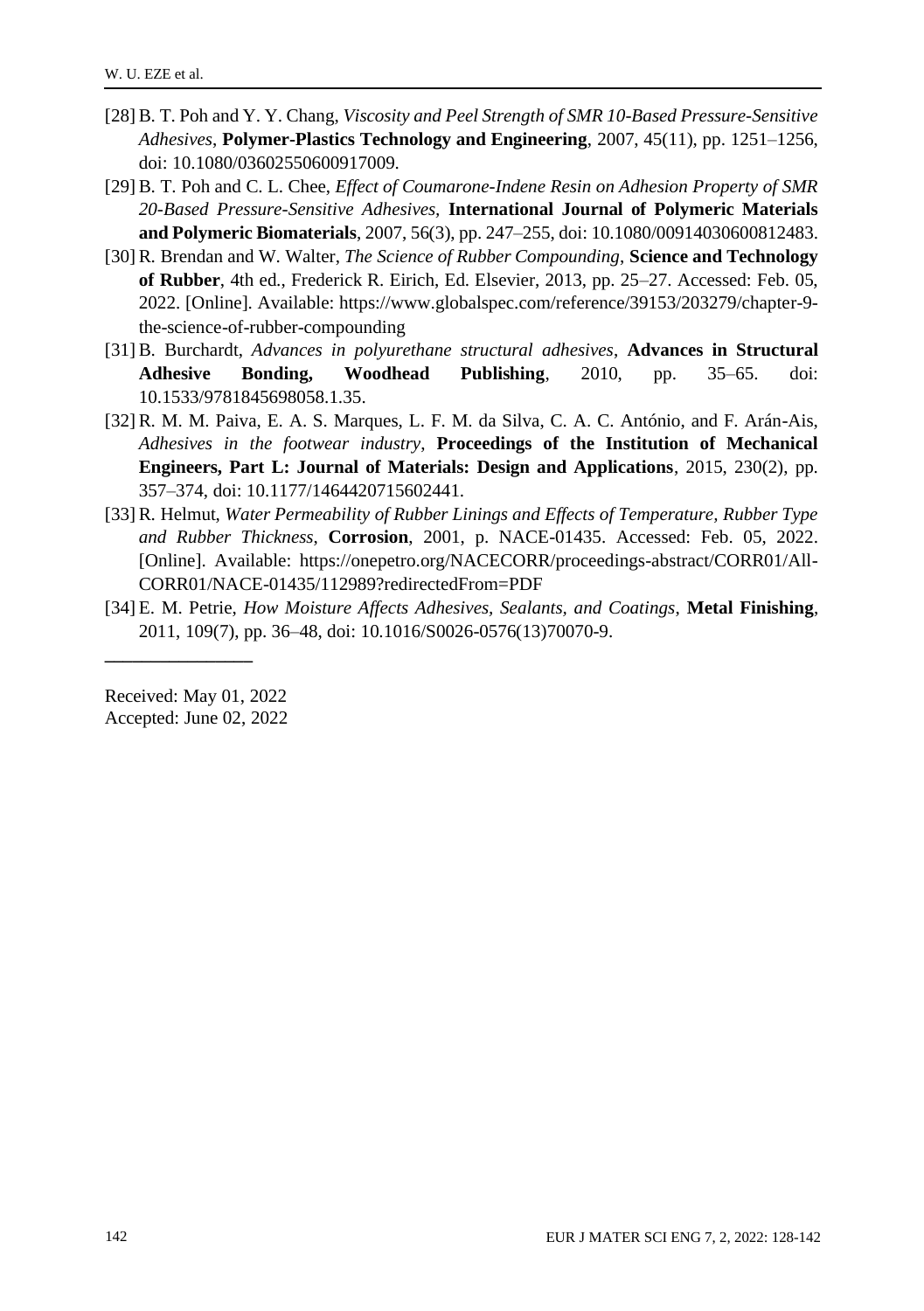[28] B. T. Poh and Y. Y. Chang, *Viscosity and Peel Strength of SMR 10-Based Pressure-Sensitive Adhesives*, **Polymer-Plastics Technology and Engineering**, 2007, 45(11), pp. 1251–1256, doi: 10.1080/03602550600917009.

[29] B. T. Poh and C. L. Chee, *Effect of Coumarone-Indene Resin on Adhesion Property of SMR 20-Based Pressure-Sensitive Adhesives*, **International Journal of Polymeric Materials and Polymeric Biomaterials**, 2007, 56(3), pp. 247–255, doi: 10.1080/00914030600812483.

[30] R. Brendan and W. Walter, *The Science of Rubber Compounding*, **Science and Technology of Rubber**, 4th ed., Frederick R. Eirich, Ed. Elsevier, 2013, pp. 25–27. Accessed: Feb. 05, 2022. [Online]. Available: https://www.globalspec.com/reference/39153/203279/chapter-9-the-science-of-rubber-compounding

[31] B. Burchardt, *Advances in polyurethane structural adhesives*, **Advances in Structural Adhesive Bonding, Woodhead Publishing**, 2010, pp. 35–65. doi: 10.1533/9781845698058.1.35.

[32] R. M. M. Paiva, E. A. S. Marques, L. F. M. da Silva, C. A. C. António, and F. Arán-Ais, *Adhesives in the footwear industry*, **Proceedings of the Institution of Mechanical Engineers, Part L: Journal of Materials: Design and Applications**, 2015, 230(2), pp. 357–374, doi: 10.1177/1464420715602441.

[33] R. Helmut, *Water Permeability of Rubber Linings and Effects of Temperature, Rubber Type and Rubber Thickness*, **Corrosion**, 2001, p. NACE-01435. Accessed: Feb. 05, 2022. [Online]. Available: https://onepetro.org/NACECORR/proceedings-abstract/CORR01/All-CORR01/NACE-01435/112989?redirectedFrom=PDF

[34] E. M. Petrie, *How Moisture Affects Adhesives, Sealants, and Coatings*, **Metal Finishing**, 2011, 109(7), pp. 36–48, doi: 10.1016/S0026-0576(13)70070-9.

---

Received: May 01, 2022
Accepted: June 02, 2022